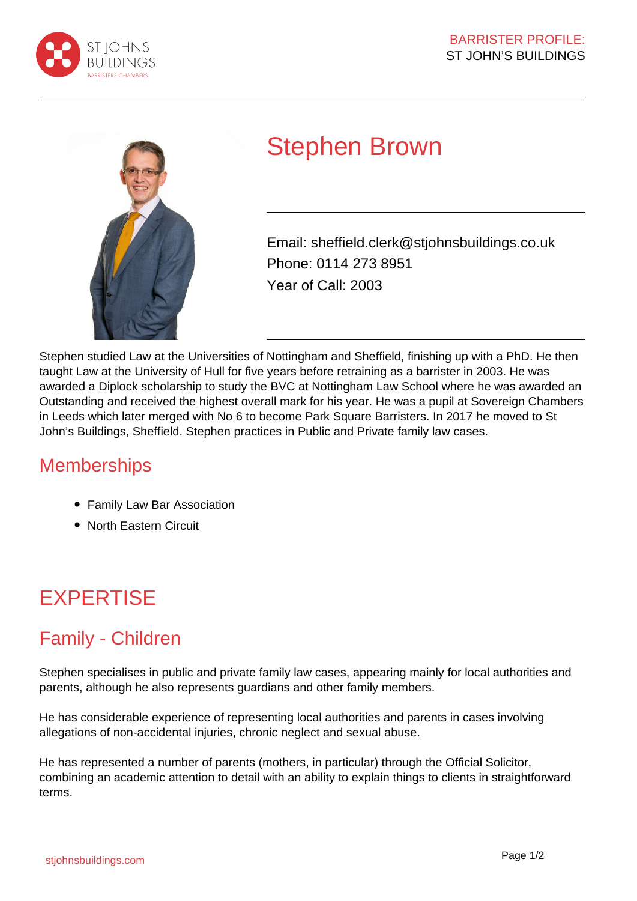BARRISTER PROFILE:
ST JOHN'S BUILDINGS

# Stephen Brown

Email: sheffield.clerk@stjohnsbuildings.co.uk
Phone: 0114 273 8951
Year of Call: 2003

Stephen studied Law at the Universities of Nottingham and Sheffield, finishing up with a PhD. He then taught Law at the University of Hull for five years before retraining as a barrister in 2003. He was awarded a Diplock scholarship to study the BVC at Nottingham Law School where he was awarded an Outstanding and received the highest overall mark for his year. He was a pupil at Sovereign Chambers in Leeds which later merged with No 6 to become Park Square Barristers. In 2017 he moved to St John's Buildings, Sheffield. Stephen practices in Public and Private family law cases.

## Memberships

- Family Law Bar Association
- North Eastern Circuit

# EXPERTISE

## Family - Children

Stephen specialises in public and private family law cases, appearing mainly for local authorities and parents, although he also represents guardians and other family members.

He has considerable experience of representing local authorities and parents in cases involving allegations of non-accidental injuries, chronic neglect and sexual abuse.

He has represented a number of parents (mothers, in particular) through the Official Solicitor, combining an academic attention to detail with an ability to explain things to clients in straightforward terms.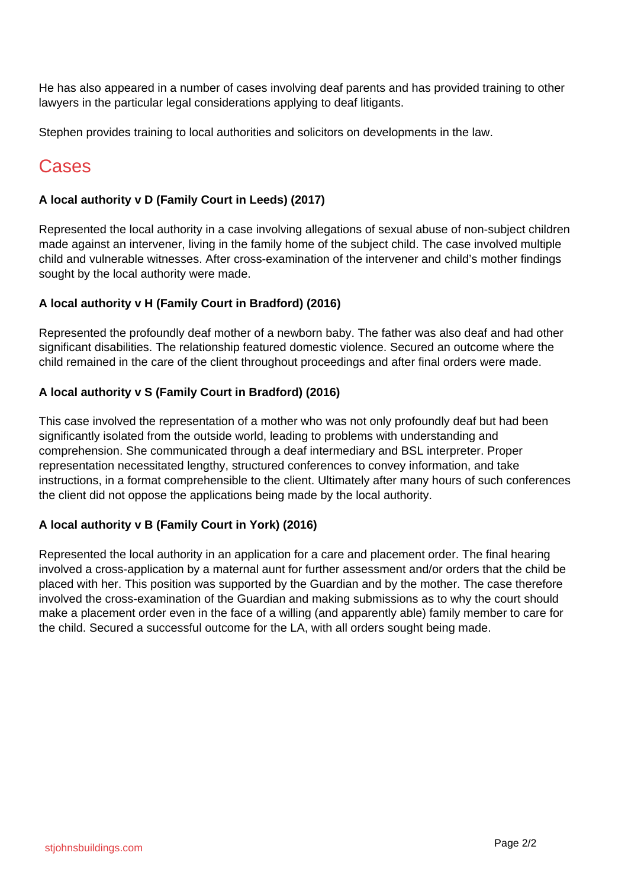He has also appeared in a number of cases involving deaf parents and has provided training to other lawyers in the particular legal considerations applying to deaf litigants.

Stephen provides training to local authorities and solicitors on developments in the law.

## Cases

**A local authority v D (Family Court in Leeds) (2017)**

Represented the local authority in a case involving allegations of sexual abuse of non-subject children made against an intervener, living in the family home of the subject child. The case involved multiple child and vulnerable witnesses. After cross-examination of the intervener and child's mother findings sought by the local authority were made.

**A local authority v H (Family Court in Bradford) (2016)**

Represented the profoundly deaf mother of a newborn baby. The father was also deaf and had other significant disabilities. The relationship featured domestic violence. Secured an outcome where the child remained in the care of the client throughout proceedings and after final orders were made.

**A local authority v S (Family Court in Bradford) (2016)**

This case involved the representation of a mother who was not only profoundly deaf but had been significantly isolated from the outside world, leading to problems with understanding and comprehension. She communicated through a deaf intermediary and BSL interpreter. Proper representation necessitated lengthy, structured conferences to convey information, and take instructions, in a format comprehensible to the client. Ultimately after many hours of such conferences the client did not oppose the applications being made by the local authority.

**A local authority v B (Family Court in York) (2016)**

Represented the local authority in an application for a care and placement order. The final hearing involved a cross-application by a maternal aunt for further assessment and/or orders that the child be placed with her. This position was supported by the Guardian and by the mother. The case therefore involved the cross-examination of the Guardian and making submissions as to why the court should make a placement order even in the face of a willing (and apparently able) family member to care for the child. Secured a successful outcome for the LA, with all orders sought being made.